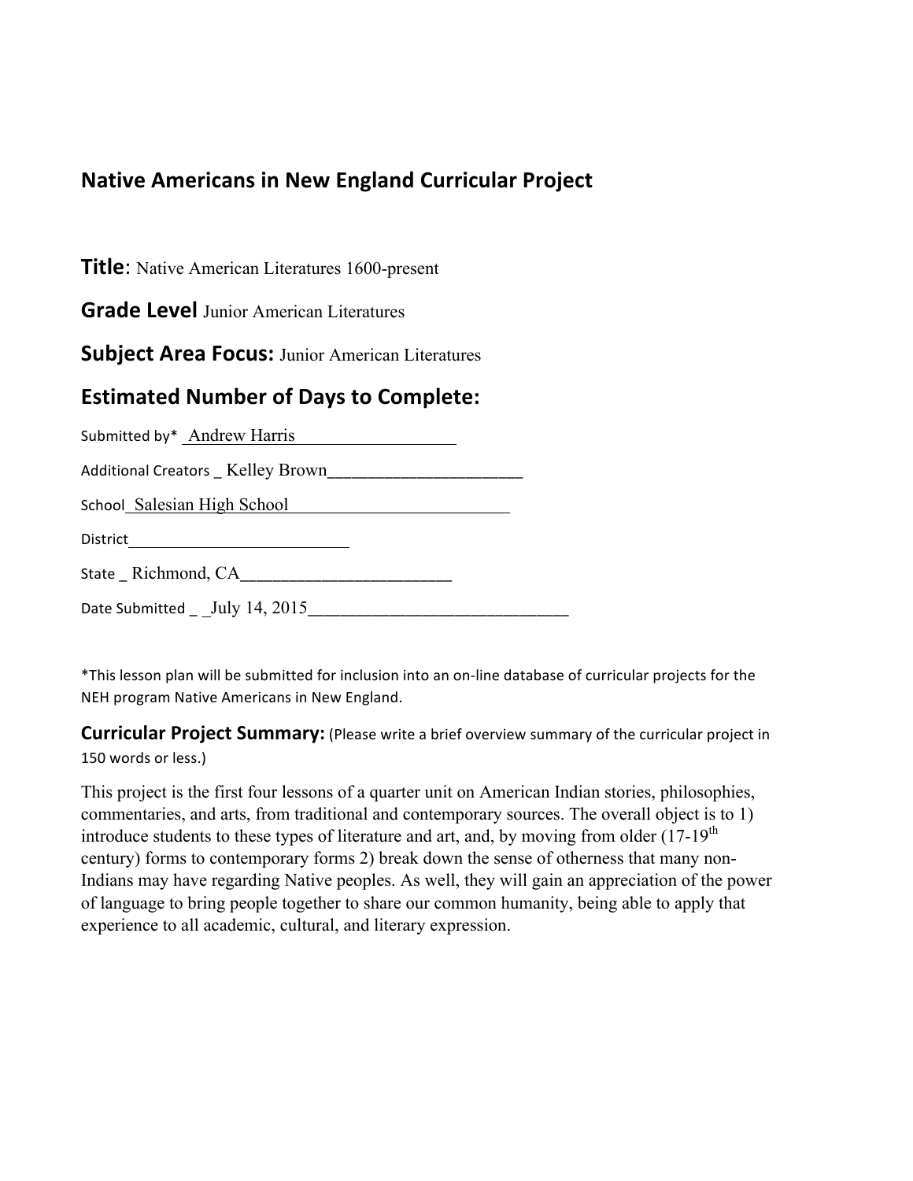# Native Americans in New England Curricular Project

**Title**: Native American Literatures 1600-present

**Grade Level** Junior American Literatures

**Subject Area Focus:** Junior American Literatures

## Estimated Number of Days to Complete:

Submitted by* Andrew Harris

Additional Creators _ Kelley Brown______________________

School Salesian High School

District

State _ Richmond, CA________________________

Date Submitted _ _July 14, 2015_______________________________

*This lesson plan will be submitted for inclusion into an on-line database of curricular projects for the NEH program Native Americans in New England.

**Curricular Project Summary:** (Please write a brief overview summary of the curricular project in 150 words or less.)

This project is the first four lessons of a quarter unit on American Indian stories, philosophies, commentaries, and arts, from traditional and contemporary sources. The overall object is to 1) introduce students to these types of literature and art, and, by moving from older (17-19th century) forms to contemporary forms 2) break down the sense of otherness that many non-Indians may have regarding Native peoples. As well, they will gain an appreciation of the power of language to bring people together to share our common humanity, being able to apply that experience to all academic, cultural, and literary expression.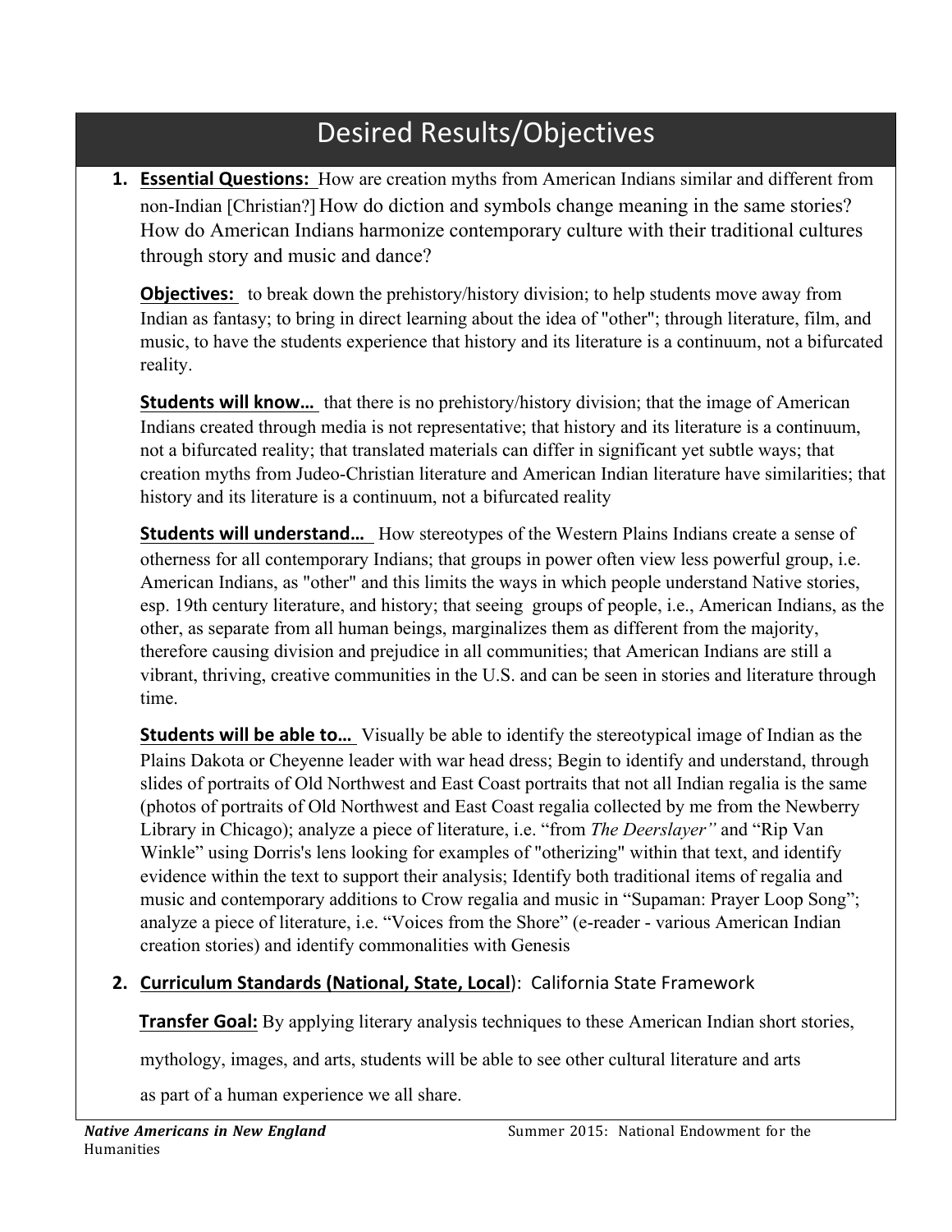# Desired Results/Objectives

1. **Essential Questions:** How are creation myths from American Indians similar and different from non-Indian [Christian?] How do diction and symbols change meaning in the same stories? How do American Indians harmonize contemporary culture with their traditional cultures through story and music and dance?

   **Objectives:** to break down the prehistory/history division; to help students move away from Indian as fantasy; to bring in direct learning about the idea of "other"; through literature, film, and music, to have the students experience that history and its literature is a continuum, not a bifurcated reality.

   **Students will know…** that there is no prehistory/history division; that the image of American Indians created through media is not representative; that history and its literature is a continuum, not a bifurcated reality; that translated materials can differ in significant yet subtle ways; that creation myths from Judeo-Christian literature and American Indian literature have similarities; that history and its literature is a continuum, not a bifurcated reality

   **Students will understand…** How stereotypes of the Western Plains Indians create a sense of otherness for all contemporary Indians; that groups in power often view less powerful group, i.e. American Indians, as "other" and this limits the ways in which people understand Native stories, esp. 19th century literature, and history; that seeing groups of people, i.e., American Indians, as the other, as separate from all human beings, marginalizes them as different from the majority, therefore causing division and prejudice in all communities; that American Indians are still a vibrant, thriving, creative communities in the U.S. and can be seen in stories and literature through time.

   **Students will be able to…** Visually be able to identify the stereotypical image of Indian as the Plains Dakota or Cheyenne leader with war head dress; Begin to identify and understand, through slides of portraits of Old Northwest and East Coast portraits that not all Indian regalia is the same (photos of portraits of Old Northwest and East Coast regalia collected by me from the Newberry Library in Chicago); analyze a piece of literature, i.e. "from *The Deerslayer"* and "Rip Van Winkle" using Dorris's lens looking for examples of "otherizing" within that text, and identify evidence within the text to support their analysis; Identify both traditional items of regalia and music and contemporary additions to Crow regalia and music in "Supaman: Prayer Loop Song"; analyze a piece of literature, i.e. "Voices from the Shore" (e-reader - various American Indian creation stories) and identify commonalities with Genesis

2. **Curriculum Standards (National, State, Local)**: California State Framework

   **Transfer Goal:** By applying literary analysis techniques to these American Indian short stories, mythology, images, and arts, students will be able to see other cultural literature and arts as part of a human experience we all share.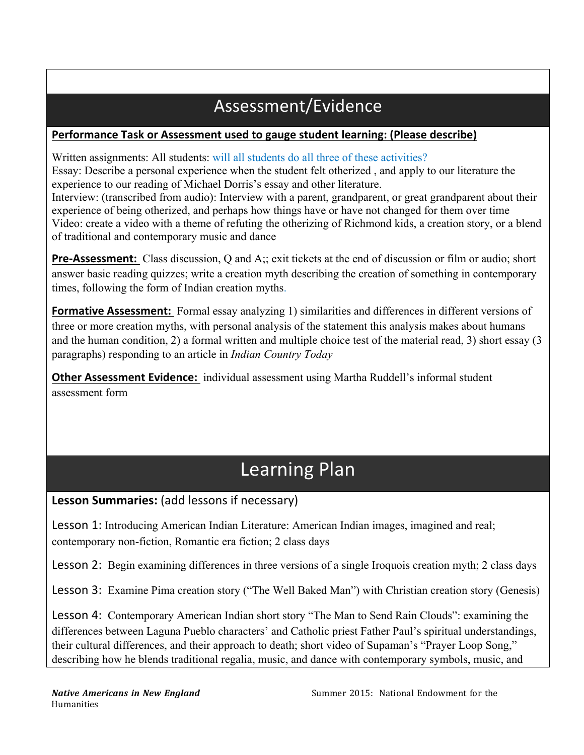# Assessment/Evidence

**Performance Task or Assessment used to gauge student learning: (Please describe)**

Written assignments: All students: will all students do all three of these activities?
Essay: Describe a personal experience when the student felt otherized , and apply to our literature the experience to our reading of Michael Dorris's essay and other literature.
Interview: (transcribed from audio): Interview with a parent, grandparent, or great grandparent about their experience of being otherized, and perhaps how things have or have not changed for them over time
Video: create a video with a theme of refuting the otherizing of Richmond kids, a creation story, or a blend of traditional and contemporary music and dance

**Pre-Assessment:** Class discussion, Q and A;; exit tickets at the end of discussion or film or audio; short answer basic reading quizzes; write a creation myth describing the creation of something in contemporary times, following the form of Indian creation myths.

**Formative Assessment:** Formal essay analyzing 1) similarities and differences in different versions of three or more creation myths, with personal analysis of the statement this analysis makes about humans and the human condition, 2) a formal written and multiple choice test of the material read, 3) short essay (3 paragraphs) responding to an article in *Indian Country Today*

**Other Assessment Evidence:** individual assessment using Martha Ruddell's informal student assessment form

# Learning Plan

**Lesson Summaries:** (add lessons if necessary)

Lesson 1: Introducing American Indian Literature: American Indian images, imagined and real; contemporary non-fiction, Romantic era fiction; 2 class days

Lesson 2: Begin examining differences in three versions of a single Iroquois creation myth; 2 class days

Lesson 3: Examine Pima creation story ("The Well Baked Man") with Christian creation story (Genesis)

Lesson 4: Contemporary American Indian short story "The Man to Send Rain Clouds": examining the differences between Laguna Pueblo characters' and Catholic priest Father Paul's spiritual understandings, their cultural differences, and their approach to death; short video of Supaman's "Prayer Loop Song," describing how he blends traditional regalia, music, and dance with contemporary symbols, music, and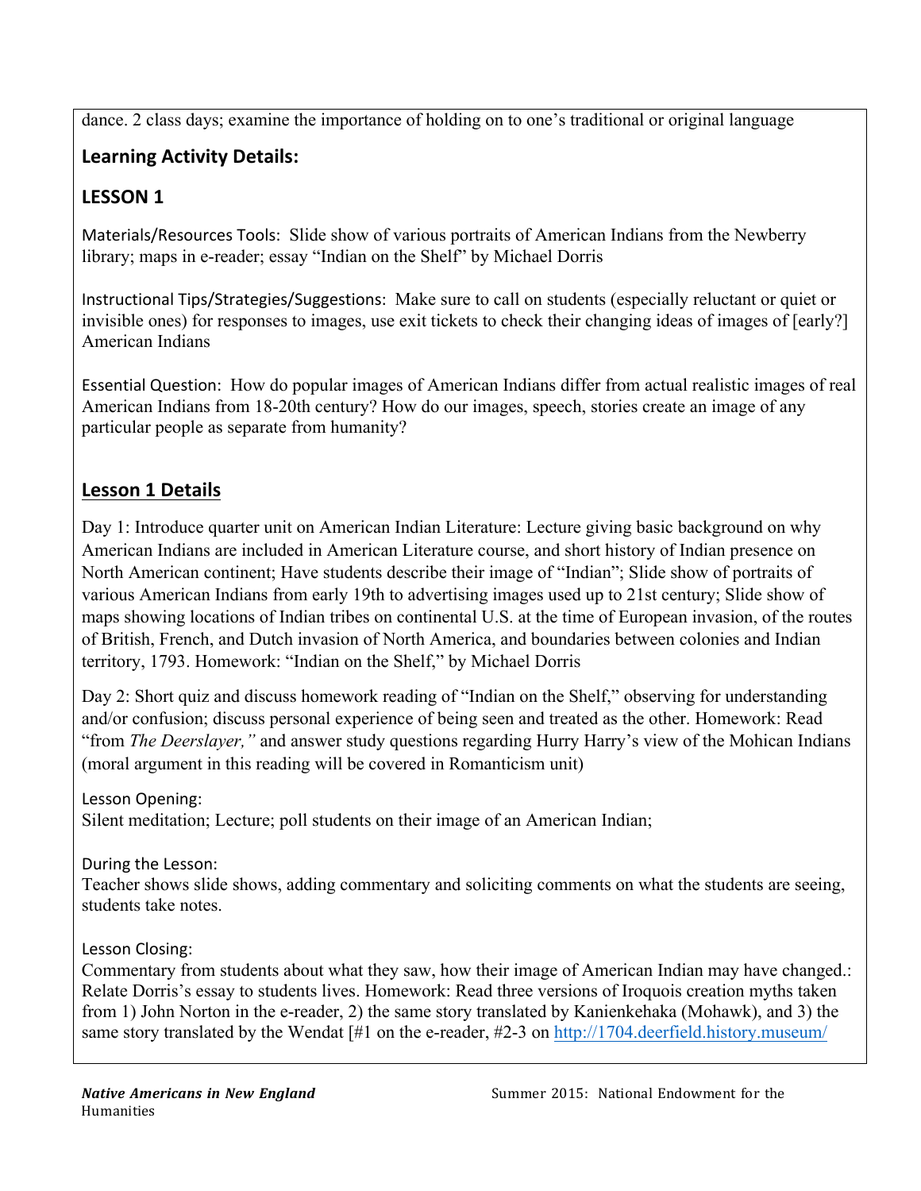dance. 2 class days; examine the importance of holding on to one's traditional or original language

## Learning Activity Details:

## LESSON 1

Materials/Resources Tools: Slide show of various portraits of American Indians from the Newberry library; maps in e-reader; essay "Indian on the Shelf" by Michael Dorris

Instructional Tips/Strategies/Suggestions: Make sure to call on students (especially reluctant or quiet or invisible ones) for responses to images, use exit tickets to check their changing ideas of images of [early?] American Indians

Essential Question: How do popular images of American Indians differ from actual realistic images of real American Indians from 18-20th century? How do our images, speech, stories create an image of any particular people as separate from humanity?

## Lesson 1 Details

Day 1: Introduce quarter unit on American Indian Literature: Lecture giving basic background on why American Indians are included in American Literature course, and short history of Indian presence on North American continent; Have students describe their image of "Indian"; Slide show of portraits of various American Indians from early 19th to advertising images used up to 21st century; Slide show of maps showing locations of Indian tribes on continental U.S. at the time of European invasion, of the routes of British, French, and Dutch invasion of North America, and boundaries between colonies and Indian territory, 1793. Homework: "Indian on the Shelf," by Michael Dorris

Day 2: Short quiz and discuss homework reading of "Indian on the Shelf," observing for understanding and/or confusion; discuss personal experience of being seen and treated as the other. Homework: Read "from *The Deerslayer,"* and answer study questions regarding Hurry Harry's view of the Mohican Indians (moral argument in this reading will be covered in Romanticism unit)

Lesson Opening:
Silent meditation; Lecture; poll students on their image of an American Indian;

During the Lesson:
Teacher shows slide shows, adding commentary and soliciting comments on what the students are seeing, students take notes.

Lesson Closing:
Commentary from students about what they saw, how their image of American Indian may have changed.: Relate Dorris's essay to students lives. Homework: Read three versions of Iroquois creation myths taken from 1) John Norton in the e-reader, 2) the same story translated by Kanienkehaka (Mohawk), and 3) the same story translated by the Wendat [#1 on the e-reader, #2-3 on http://1704.deerfield.history.museum/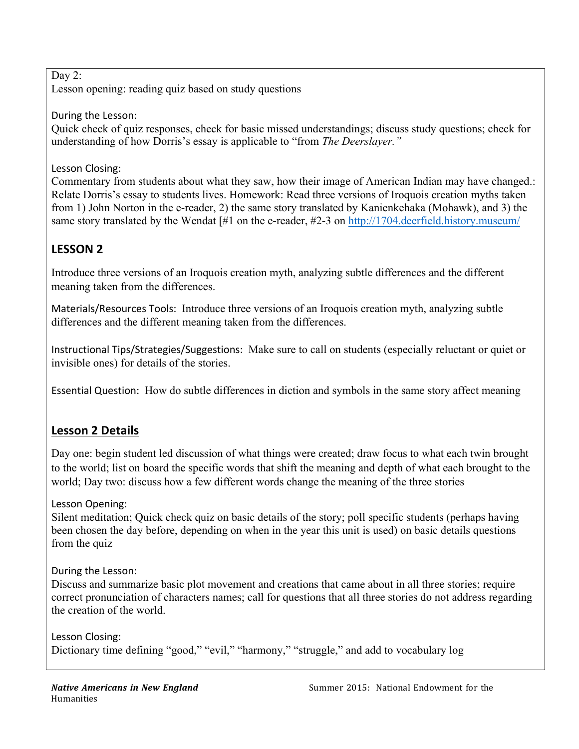Day 2:
Lesson opening: reading quiz based on study questions

During the Lesson:
Quick check of quiz responses, check for basic missed understandings; discuss study questions; check for understanding of how Dorris's essay is applicable to "from *The Deerslayer."*

Lesson Closing:
Commentary from students about what they saw, how their image of American Indian may have changed.: Relate Dorris's essay to students lives. Homework: Read three versions of Iroquois creation myths taken from 1) John Norton in the e-reader, 2) the same story translated by Kanienkehaka (Mohawk), and 3) the same story translated by the Wendat [#1 on the e-reader, #2-3 on http://1704.deerfield.history.museum/

## LESSON 2

Introduce three versions of an Iroquois creation myth, analyzing subtle differences and the different meaning taken from the differences.

Materials/Resources Tools: Introduce three versions of an Iroquois creation myth, analyzing subtle differences and the different meaning taken from the differences.

Instructional Tips/Strategies/Suggestions: Make sure to call on students (especially reluctant or quiet or invisible ones) for details of the stories.

Essential Question: How do subtle differences in diction and symbols in the same story affect meaning

## Lesson 2 Details

Day one: begin student led discussion of what things were created; draw focus to what each twin brought to the world; list on board the specific words that shift the meaning and depth of what each brought to the world; Day two: discuss how a few different words change the meaning of the three stories

Lesson Opening:
Silent meditation; Quick check quiz on basic details of the story; poll specific students (perhaps having been chosen the day before, depending on when in the year this unit is used) on basic details questions from the quiz

During the Lesson:
Discuss and summarize basic plot movement and creations that came about in all three stories; require correct pronunciation of characters names; call for questions that all three stories do not address regarding the creation of the world.

Lesson Closing:
Dictionary time defining "good," "evil," "harmony," "struggle," and add to vocabulary log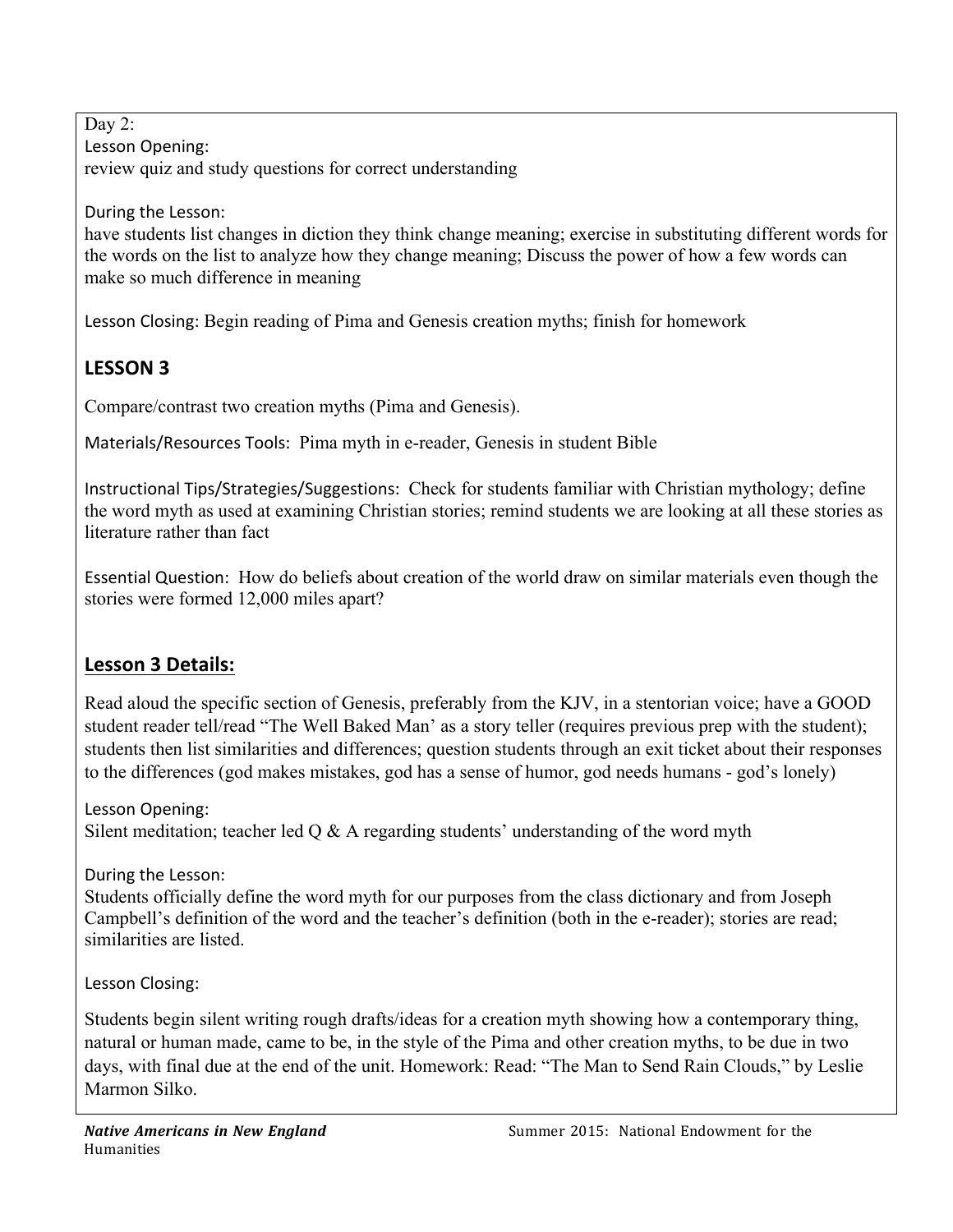Day 2:

Lesson Opening:
review quiz and study questions for correct understanding

During the Lesson:
have students list changes in diction they think change meaning; exercise in substituting different words for the words on the list to analyze how they change meaning; Discuss the power of how a few words can make so much difference in meaning

Lesson Closing: Begin reading of Pima and Genesis creation myths; finish for homework

## LESSON 3

Compare/contrast two creation myths (Pima and Genesis).

Materials/Resources Tools: Pima myth in e-reader, Genesis in student Bible

Instructional Tips/Strategies/Suggestions: Check for students familiar with Christian mythology; define the word myth as used at examining Christian stories; remind students we are looking at all these stories as literature rather than fact

Essential Question: How do beliefs about creation of the world draw on similar materials even though the stories were formed 12,000 miles apart?

## Lesson 3 Details:

Read aloud the specific section of Genesis, preferably from the KJV, in a stentorian voice; have a GOOD student reader tell/read "The Well Baked Man' as a story teller (requires previous prep with the student); students then list similarities and differences; question students through an exit ticket about their responses to the differences (god makes mistakes, god has a sense of humor, god needs humans - god's lonely)

Lesson Opening:
Silent meditation; teacher led Q & A regarding students' understanding of the word myth

During the Lesson:
Students officially define the word myth for our purposes from the class dictionary and from Joseph Campbell's definition of the word and the teacher's definition (both in the e-reader); stories are read; similarities are listed.

Lesson Closing:

Students begin silent writing rough drafts/ideas for a creation myth showing how a contemporary thing, natural or human made, came to be, in the style of the Pima and other creation myths, to be due in two days, with final due at the end of the unit. Homework: Read: "The Man to Send Rain Clouds," by Leslie Marmon Silko.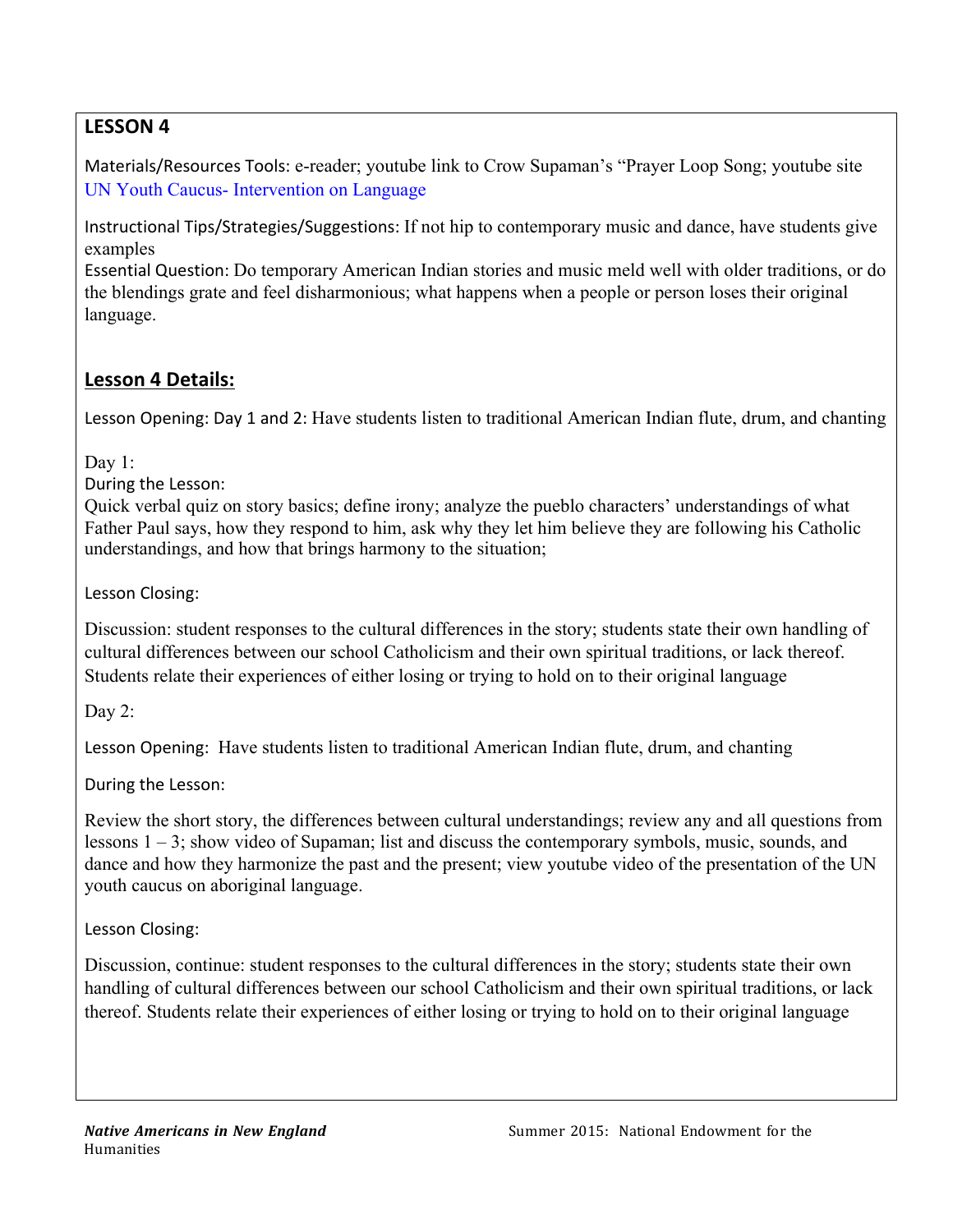## LESSON 4

Materials/Resources Tools: e-reader; youtube link to Crow Supaman's "Prayer Loop Song; youtube site UN Youth Caucus- Intervention on Language

Instructional Tips/Strategies/Suggestions: If not hip to contemporary music and dance, have students give examples

Essential Question: Do temporary American Indian stories and music meld well with older traditions, or do the blendings grate and feel disharmonious; what happens when a people or person loses their original language.

## Lesson 4 Details:

Lesson Opening: Day 1 and 2: Have students listen to traditional American Indian flute, drum, and chanting

Day 1:

During the Lesson:

Quick verbal quiz on story basics; define irony; analyze the pueblo characters' understandings of what Father Paul says, how they respond to him, ask why they let him believe they are following his Catholic understandings, and how that brings harmony to the situation;

Lesson Closing:

Discussion: student responses to the cultural differences in the story; students state their own handling of cultural differences between our school Catholicism and their own spiritual traditions, or lack thereof. Students relate their experiences of either losing or trying to hold on to their original language

Day 2:

Lesson Opening: Have students listen to traditional American Indian flute, drum, and chanting

During the Lesson:

Review the short story, the differences between cultural understandings; review any and all questions from lessons 1 – 3; show video of Supaman; list and discuss the contemporary symbols, music, sounds, and dance and how they harmonize the past and the present; view youtube video of the presentation of the UN youth caucus on aboriginal language.

Lesson Closing:

Discussion, continue: student responses to the cultural differences in the story; students state their own handling of cultural differences between our school Catholicism and their own spiritual traditions, or lack thereof. Students relate their experiences of either losing or trying to hold on to their original language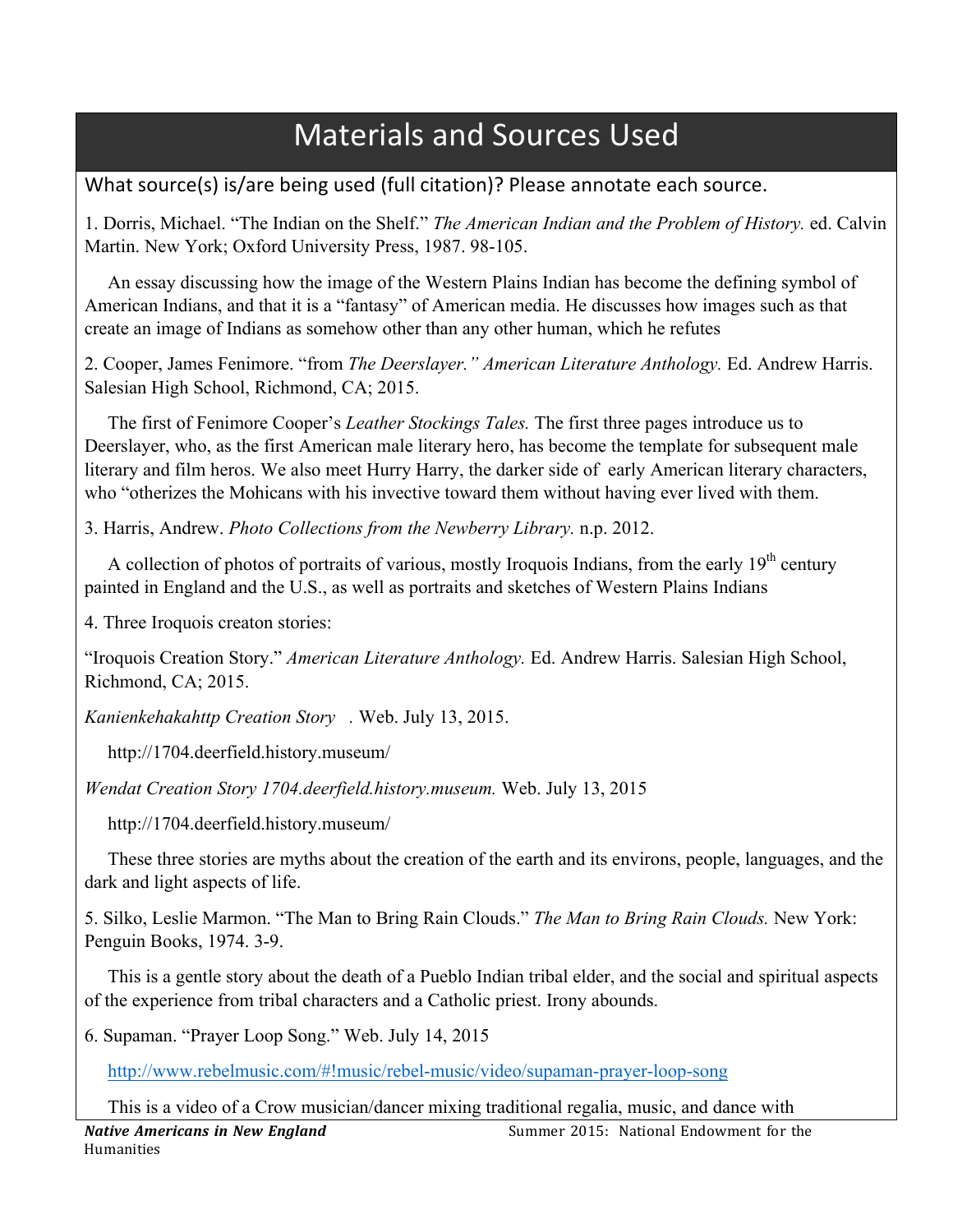# Materials and Sources Used

## What source(s) is/are being used (full citation)? Please annotate each source.

1. Dorris, Michael. "The Indian on the Shelf." *The American Indian and the Problem of History.* ed. Calvin Martin. New York; Oxford University Press, 1987. 98-105.

An essay discussing how the image of the Western Plains Indian has become the defining symbol of American Indians, and that it is a "fantasy" of American media. He discusses how images such as that create an image of Indians as somehow other than any other human, which he refutes

2. Cooper, James Fenimore. "from *The Deerslayer." American Literature Anthology.* Ed. Andrew Harris. Salesian High School, Richmond, CA; 2015.

The first of Fenimore Cooper's *Leather Stockings Tales.* The first three pages introduce us to Deerslayer, who, as the first American male literary hero, has become the template for subsequent male literary and film heros. We also meet Hurry Harry, the darker side of early American literary characters, who "otherizes the Mohicans with his invective toward them without having ever lived with them.

3. Harris, Andrew. *Photo Collections from the Newberry Library.* n.p. 2012.

A collection of photos of portraits of various, mostly Iroquois Indians, from the early 19th century painted in England and the U.S., as well as portraits and sketches of Western Plains Indians

4. Three Iroquois creaton stories:

"Iroquois Creation Story." *American Literature Anthology.* Ed. Andrew Harris. Salesian High School, Richmond, CA; 2015.

*Kanienkehakahttp Creation Story* . Web. July 13, 2015.

http://1704.deerfield.history.museum/

*Wendat Creation Story 1704.deerfield.history.museum.* Web. July 13, 2015

http://1704.deerfield.history.museum/

These three stories are myths about the creation of the earth and its environs, people, languages, and the dark and light aspects of life.

5. Silko, Leslie Marmon. "The Man to Bring Rain Clouds." *The Man to Bring Rain Clouds.* New York: Penguin Books, 1974. 3-9.

This is a gentle story about the death of a Pueblo Indian tribal elder, and the social and spiritual aspects of the experience from tribal characters and a Catholic priest. Irony abounds.

6. Supaman. "Prayer Loop Song." Web. July 14, 2015

http://www.rebelmusic.com/#!music/rebel-music/video/supaman-prayer-loop-song

This is a video of a Crow musician/dancer mixing traditional regalia, music, and dance with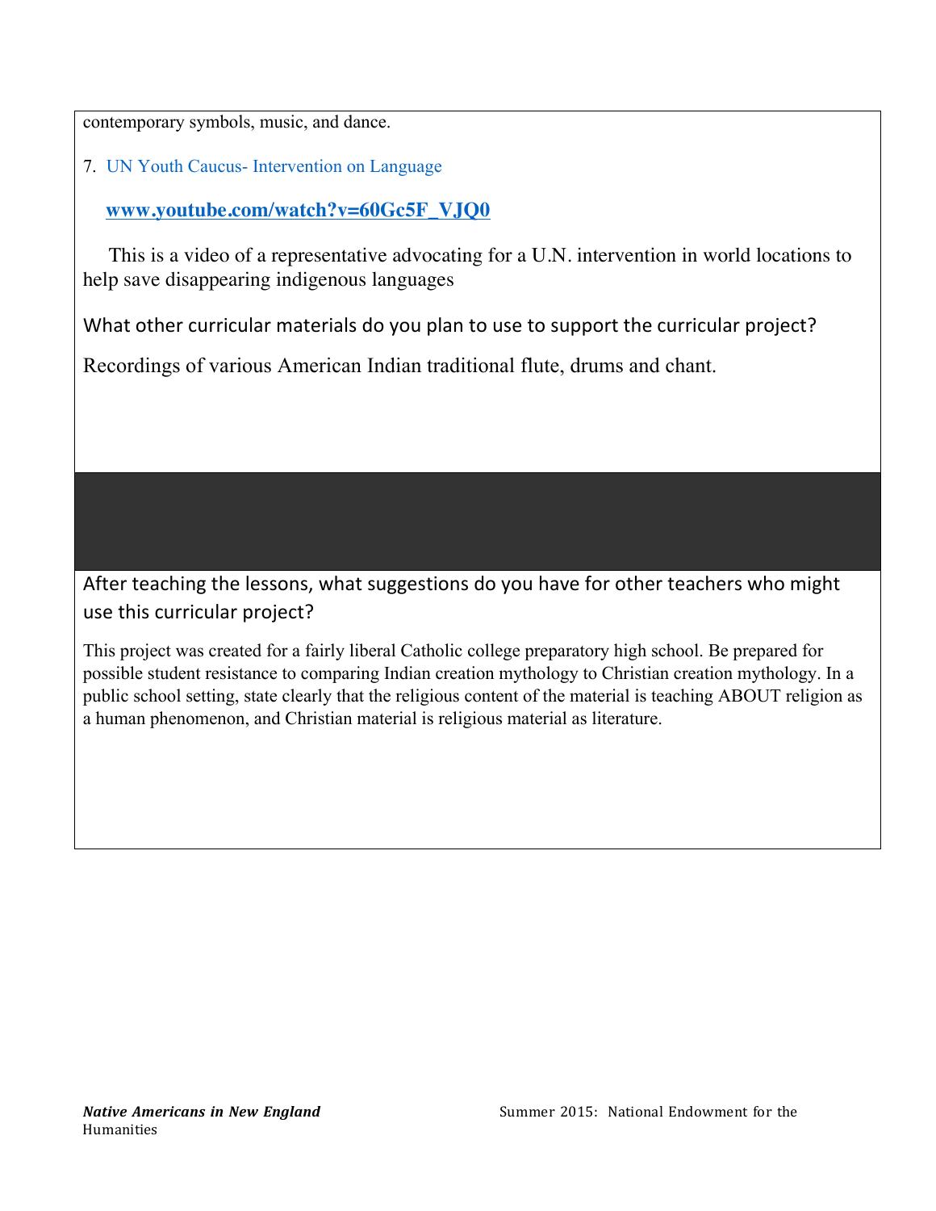contemporary symbols, music, and dance.

7. UN Youth Caucus- Intervention on Language

   **www.youtube.com/watch?v=60Gc5F_VJQ0**

   This is a video of a representative advocating for a U.N. intervention in world locations to help save disappearing indigenous languages

What other curricular materials do you plan to use to support the curricular project?

Recordings of various American Indian traditional flute, drums and chant.

After teaching the lessons, what suggestions do you have for other teachers who might use this curricular project?

This project was created for a fairly liberal Catholic college preparatory high school. Be prepared for possible student resistance to comparing Indian creation mythology to Christian creation mythology. In a public school setting, state clearly that the religious content of the material is teaching ABOUT religion as a human phenomenon, and Christian material is religious material as literature.